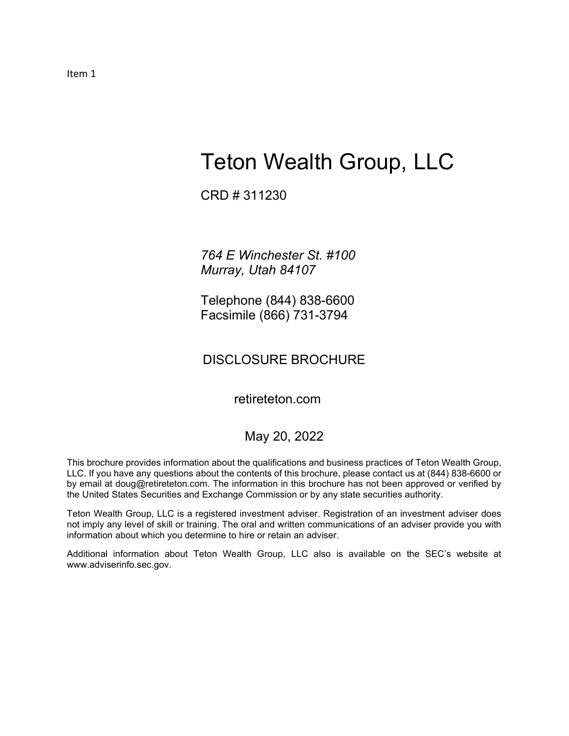Item 1

# Teton Wealth Group, LLC

CRD # 311230

*764 E Winchester St. #100*
*Murray, Utah 84107*

Telephone (844) 838-6600
Facsimile (866) 731-3794

DISCLOSURE BROCHURE

retireteton.com

May 20, 2022

This brochure provides information about the qualifications and business practices of Teton Wealth Group, LLC. If you have any questions about the contents of this brochure, please contact us at (844) 838-6600 or by email at doug@retireteton.com. The information in this brochure has not been approved or verified by the United States Securities and Exchange Commission or by any state securities authority.

Teton Wealth Group, LLC is a registered investment adviser. Registration of an investment adviser does not imply any level of skill or training. The oral and written communications of an adviser provide you with information about which you determine to hire or retain an adviser.

Additional information about Teton Wealth Group, LLC also is available on the SEC's website at www.adviserinfo.sec.gov.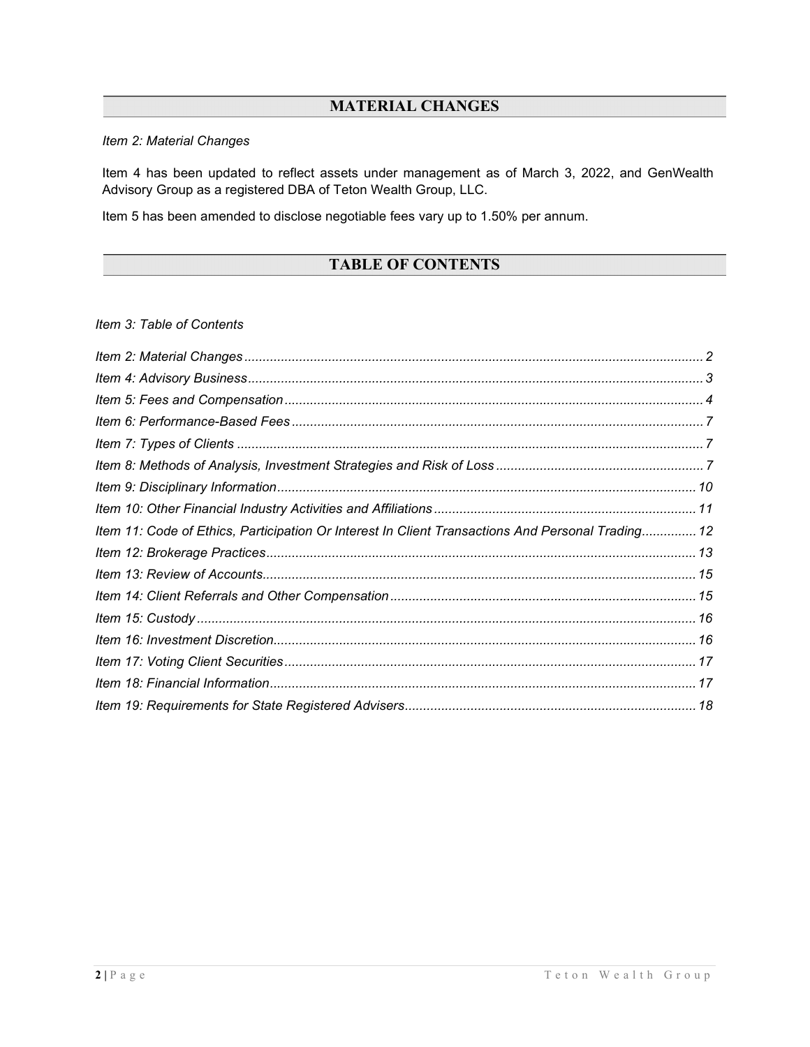## MATERIAL CHANGES

*Item 2: Material Changes*

Item 4 has been updated to reflect assets under management as of March 3, 2022, and GenWealth Advisory Group as a registered DBA of Teton Wealth Group, LLC.

Item 5 has been amended to disclose negotiable fees vary up to 1.50% per annum.

## TABLE OF CONTENTS

*Item 3: Table of Contents*

*Item 2: Material Changes* ............ 2
*Item 4: Advisory Business* ............ 3
*Item 5: Fees and Compensation* ............ 4
*Item 6: Performance-Based Fees* ............ 7
*Item 7: Types of Clients* ............ 7
*Item 8: Methods of Analysis, Investment Strategies and Risk of Loss* ............ 7
*Item 9: Disciplinary Information* ............ 10
*Item 10: Other Financial Industry Activities and Affiliations* ............ 11
*Item 11: Code of Ethics, Participation Or Interest In Client Transactions And Personal Trading* ............ 12
*Item 12: Brokerage Practices* ............ 13
*Item 13: Review of Accounts* ............ 15
*Item 14: Client Referrals and Other Compensation* ............ 15
*Item 15: Custody* ............ 16
*Item 16: Investment Discretion* ............ 16
*Item 17: Voting Client Securities* ............ 17
*Item 18: Financial Information* ............ 17
*Item 19: Requirements for State Registered Advisers* ............ 18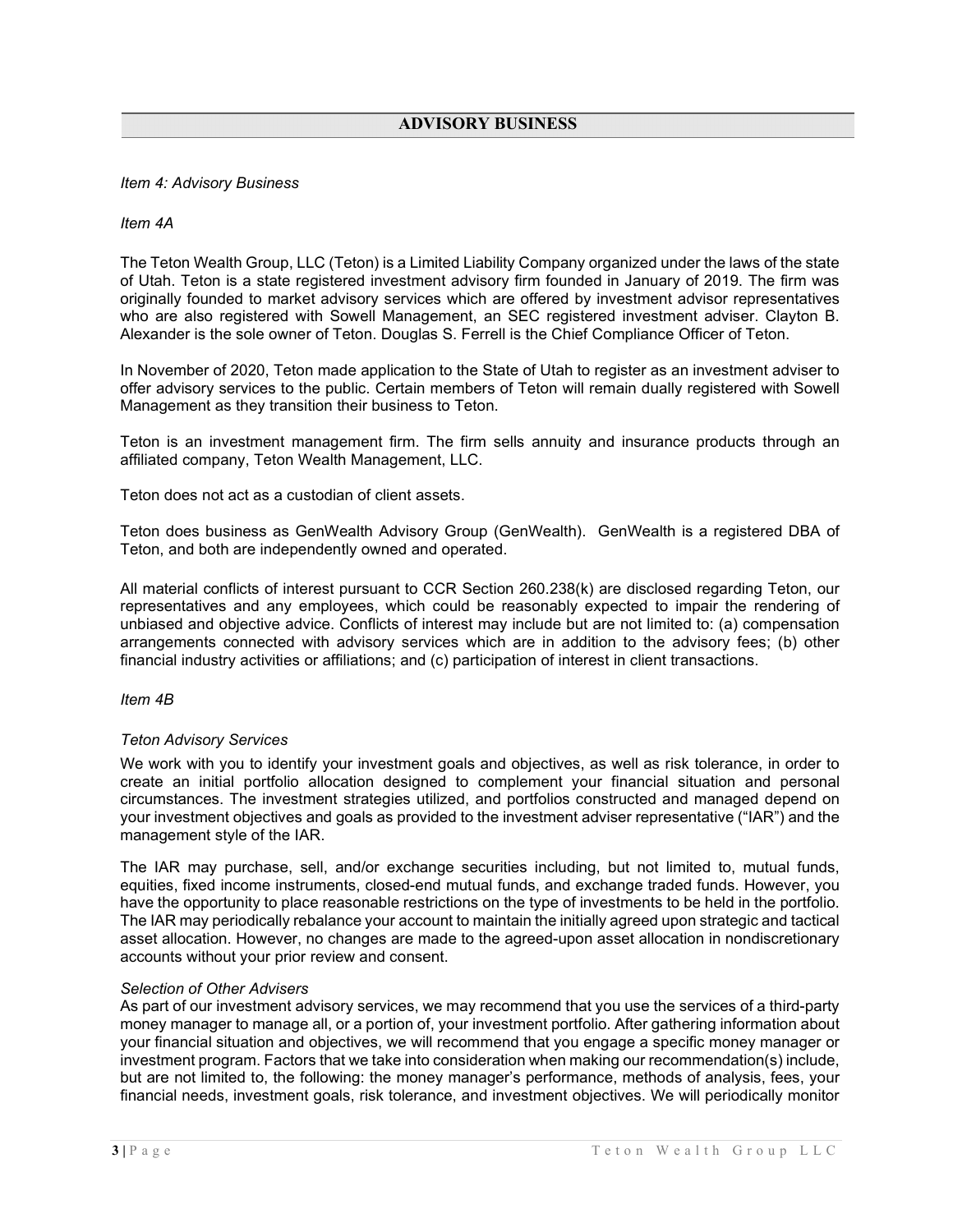## ADVISORY BUSINESS

*Item 4: Advisory Business*

*Item 4A*

The Teton Wealth Group, LLC (Teton) is a Limited Liability Company organized under the laws of the state of Utah. Teton is a state registered investment advisory firm founded in January of 2019. The firm was originally founded to market advisory services which are offered by investment advisor representatives who are also registered with Sowell Management, an SEC registered investment adviser. Clayton B. Alexander is the sole owner of Teton. Douglas S. Ferrell is the Chief Compliance Officer of Teton.

In November of 2020, Teton made application to the State of Utah to register as an investment adviser to offer advisory services to the public. Certain members of Teton will remain dually registered with Sowell Management as they transition their business to Teton.

Teton is an investment management firm. The firm sells annuity and insurance products through an affiliated company, Teton Wealth Management, LLC.

Teton does not act as a custodian of client assets.

Teton does business as GenWealth Advisory Group (GenWealth). GenWealth is a registered DBA of Teton, and both are independently owned and operated.

All material conflicts of interest pursuant to CCR Section 260.238(k) are disclosed regarding Teton, our representatives and any employees, which could be reasonably expected to impair the rendering of unbiased and objective advice. Conflicts of interest may include but are not limited to: (a) compensation arrangements connected with advisory services which are in addition to the advisory fees; (b) other financial industry activities or affiliations; and (c) participation of interest in client transactions.

*Item 4B*

*Teton Advisory Services*

We work with you to identify your investment goals and objectives, as well as risk tolerance, in order to create an initial portfolio allocation designed to complement your financial situation and personal circumstances. The investment strategies utilized, and portfolios constructed and managed depend on your investment objectives and goals as provided to the investment adviser representative ("IAR") and the management style of the IAR.

The IAR may purchase, sell, and/or exchange securities including, but not limited to, mutual funds, equities, fixed income instruments, closed-end mutual funds, and exchange traded funds. However, you have the opportunity to place reasonable restrictions on the type of investments to be held in the portfolio. The IAR may periodically rebalance your account to maintain the initially agreed upon strategic and tactical asset allocation. However, no changes are made to the agreed-upon asset allocation in nondiscretionary accounts without your prior review and consent.

*Selection of Other Advisers*

As part of our investment advisory services, we may recommend that you use the services of a third-party money manager to manage all, or a portion of, your investment portfolio. After gathering information about your financial situation and objectives, we will recommend that you engage a specific money manager or investment program. Factors that we take into consideration when making our recommendation(s) include, but are not limited to, the following: the money manager's performance, methods of analysis, fees, your financial needs, investment goals, risk tolerance, and investment objectives. We will periodically monitor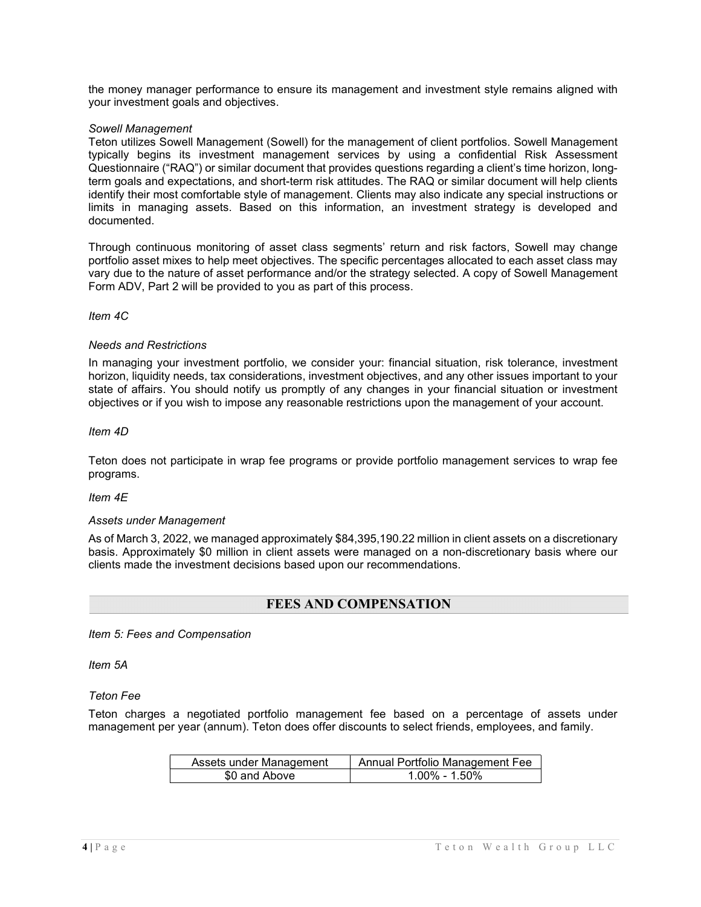the money manager performance to ensure its management and investment style remains aligned with your investment goals and objectives.

*Sowell Management*

Teton utilizes Sowell Management (Sowell) for the management of client portfolios. Sowell Management typically begins its investment management services by using a confidential Risk Assessment Questionnaire ("RAQ") or similar document that provides questions regarding a client's time horizon, long-term goals and expectations, and short-term risk attitudes. The RAQ or similar document will help clients identify their most comfortable style of management. Clients may also indicate any special instructions or limits in managing assets. Based on this information, an investment strategy is developed and documented.

Through continuous monitoring of asset class segments' return and risk factors, Sowell may change portfolio asset mixes to help meet objectives. The specific percentages allocated to each asset class may vary due to the nature of asset performance and/or the strategy selected. A copy of Sowell Management Form ADV, Part 2 will be provided to you as part of this process.

*Item 4C*

*Needs and Restrictions*

In managing your investment portfolio, we consider your: financial situation, risk tolerance, investment horizon, liquidity needs, tax considerations, investment objectives, and any other issues important to your state of affairs. You should notify us promptly of any changes in your financial situation or investment objectives or if you wish to impose any reasonable restrictions upon the management of your account.

*Item 4D*

Teton does not participate in wrap fee programs or provide portfolio management services to wrap fee programs.

*Item 4E*

*Assets under Management*

As of March 3, 2022, we managed approximately $84,395,190.22 million in client assets on a discretionary basis. Approximately $0 million in client assets were managed on a non-discretionary basis where our clients made the investment decisions based upon our recommendations.

## FEES AND COMPENSATION

*Item 5: Fees and Compensation*

*Item 5A*

*Teton Fee*

Teton charges a negotiated portfolio management fee based on a percentage of assets under management per year (annum). Teton does offer discounts to select friends, employees, and family.

| Assets under Management | Annual Portfolio Management Fee |
|---|---|
| $0 and Above | 1.00% - 1.50% |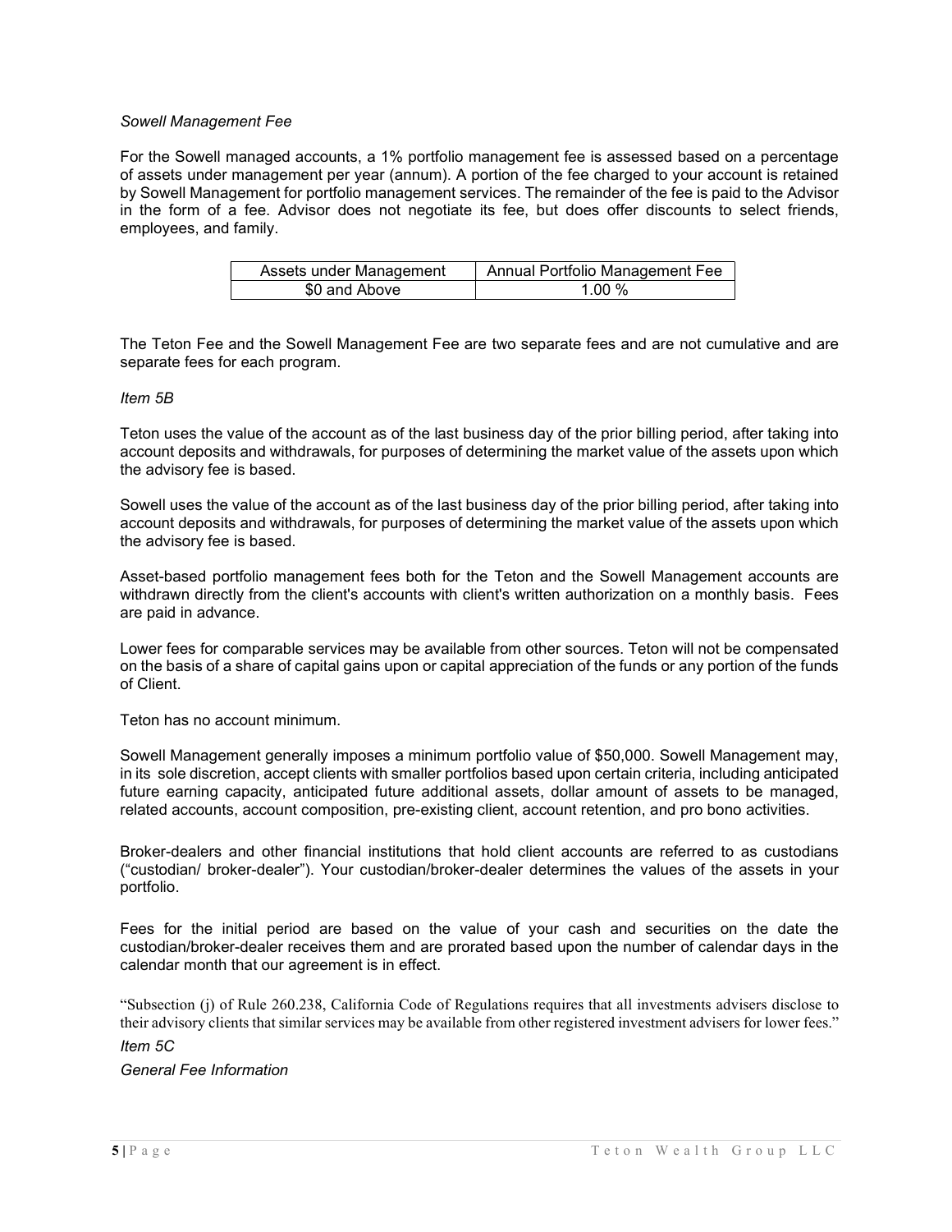*Sowell Management Fee*

For the Sowell managed accounts, a 1% portfolio management fee is assessed based on a percentage of assets under management per year (annum). A portion of the fee charged to your account is retained by Sowell Management for portfolio management services. The remainder of the fee is paid to the Advisor in the form of a fee. Advisor does not negotiate its fee, but does offer discounts to select friends, employees, and family.

| Assets under Management | Annual Portfolio Management Fee |
|---|---|
| $0 and Above | 1.00 % |

The Teton Fee and the Sowell Management Fee are two separate fees and are not cumulative and are separate fees for each program.

*Item 5B*

Teton uses the value of the account as of the last business day of the prior billing period, after taking into account deposits and withdrawals, for purposes of determining the market value of the assets upon which the advisory fee is based.

Sowell uses the value of the account as of the last business day of the prior billing period, after taking into account deposits and withdrawals, for purposes of determining the market value of the assets upon which the advisory fee is based.

Asset-based portfolio management fees both for the Teton and the Sowell Management accounts are withdrawn directly from the client's accounts with client's written authorization on a monthly basis. Fees are paid in advance.

Lower fees for comparable services may be available from other sources. Teton will not be compensated on the basis of a share of capital gains upon or capital appreciation of the funds or any portion of the funds of Client.

Teton has no account minimum.

Sowell Management generally imposes a minimum portfolio value of $50,000. Sowell Management may, in its sole discretion, accept clients with smaller portfolios based upon certain criteria, including anticipated future earning capacity, anticipated future additional assets, dollar amount of assets to be managed, related accounts, account composition, pre-existing client, account retention, and pro bono activities.

Broker-dealers and other financial institutions that hold client accounts are referred to as custodians ("custodian/ broker-dealer"). Your custodian/broker-dealer determines the values of the assets in your portfolio.

Fees for the initial period are based on the value of your cash and securities on the date the custodian/broker-dealer receives them and are prorated based upon the number of calendar days in the calendar month that our agreement is in effect.

"Subsection (j) of Rule 260.238, California Code of Regulations requires that all investments advisers disclose to their advisory clients that similar services may be available from other registered investment advisers for lower fees."

*Item 5C*

*General Fee Information*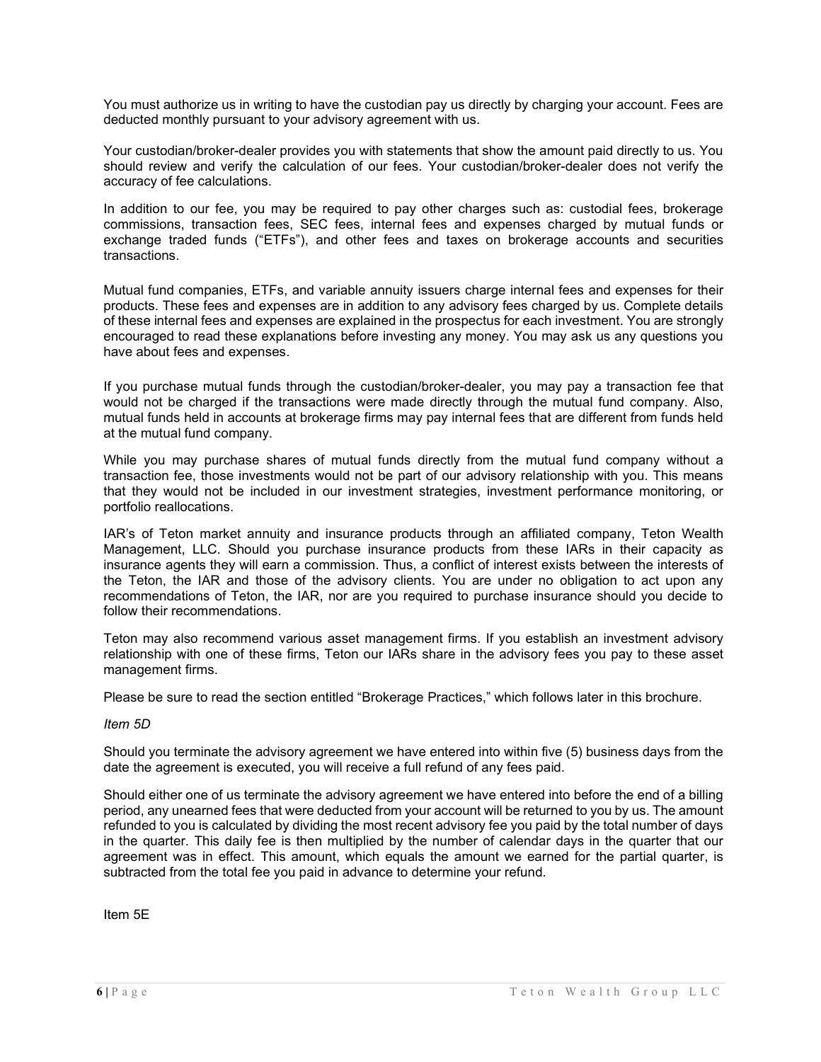You must authorize us in writing to have the custodian pay us directly by charging your account. Fees are deducted monthly pursuant to your advisory agreement with us.

Your custodian/broker-dealer provides you with statements that show the amount paid directly to us. You should review and verify the calculation of our fees. Your custodian/broker-dealer does not verify the accuracy of fee calculations.

In addition to our fee, you may be required to pay other charges such as: custodial fees, brokerage commissions, transaction fees, SEC fees, internal fees and expenses charged by mutual funds or exchange traded funds ("ETFs"), and other fees and taxes on brokerage accounts and securities transactions.

Mutual fund companies, ETFs, and variable annuity issuers charge internal fees and expenses for their products. These fees and expenses are in addition to any advisory fees charged by us. Complete details of these internal fees and expenses are explained in the prospectus for each investment. You are strongly encouraged to read these explanations before investing any money. You may ask us any questions you have about fees and expenses.

If you purchase mutual funds through the custodian/broker-dealer, you may pay a transaction fee that would not be charged if the transactions were made directly through the mutual fund company. Also, mutual funds held in accounts at brokerage firms may pay internal fees that are different from funds held at the mutual fund company.

While you may purchase shares of mutual funds directly from the mutual fund company without a transaction fee, those investments would not be part of our advisory relationship with you. This means that they would not be included in our investment strategies, investment performance monitoring, or portfolio reallocations.

IAR's of Teton market annuity and insurance products through an affiliated company, Teton Wealth Management, LLC. Should you purchase insurance products from these IARs in their capacity as insurance agents they will earn a commission. Thus, a conflict of interest exists between the interests of the Teton, the IAR and those of the advisory clients. You are under no obligation to act upon any recommendations of Teton, the IAR, nor are you required to purchase insurance should you decide to follow their recommendations.

Teton may also recommend various asset management firms. If you establish an investment advisory relationship with one of these firms, Teton our IARs share in the advisory fees you pay to these asset management firms.

Please be sure to read the section entitled "Brokerage Practices," which follows later in this brochure.

*Item 5D*

Should you terminate the advisory agreement we have entered into within five (5) business days from the date the agreement is executed, you will receive a full refund of any fees paid.

Should either one of us terminate the advisory agreement we have entered into before the end of a billing period, any unearned fees that were deducted from your account will be returned to you by us. The amount refunded to you is calculated by dividing the most recent advisory fee you paid by the total number of days in the quarter. This daily fee is then multiplied by the number of calendar days in the quarter that our agreement was in effect. This amount, which equals the amount we earned for the partial quarter, is subtracted from the total fee you paid in advance to determine your refund.

Item 5E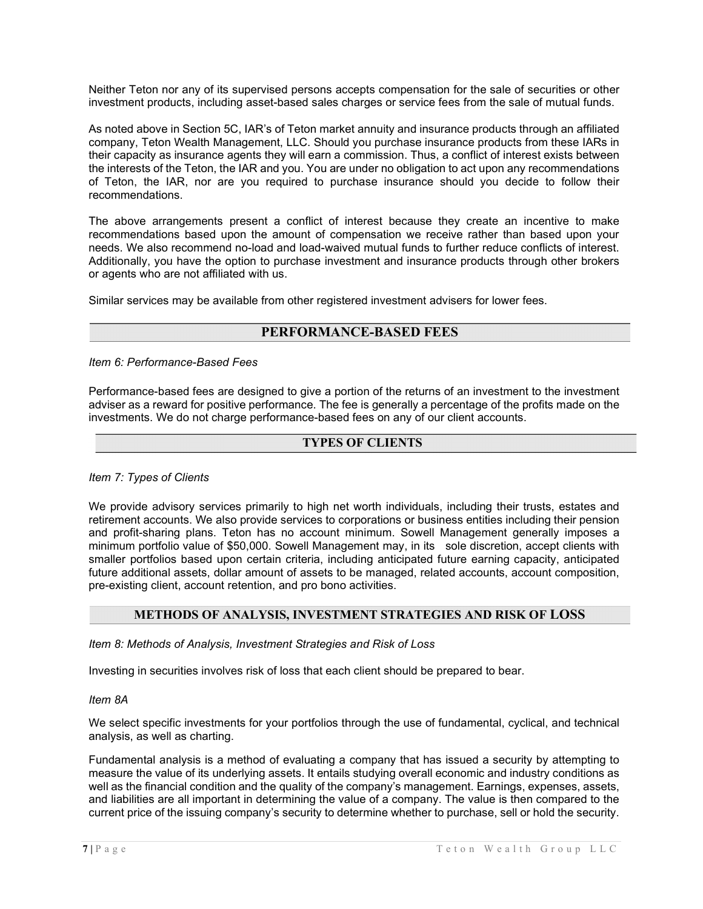Neither Teton nor any of its supervised persons accepts compensation for the sale of securities or other investment products, including asset-based sales charges or service fees from the sale of mutual funds.

As noted above in Section 5C, IAR's of Teton market annuity and insurance products through an affiliated company, Teton Wealth Management, LLC. Should you purchase insurance products from these IARs in their capacity as insurance agents they will earn a commission. Thus, a conflict of interest exists between the interests of the Teton, the IAR and you. You are under no obligation to act upon any recommendations of Teton, the IAR, nor are you required to purchase insurance should you decide to follow their recommendations.

The above arrangements present a conflict of interest because they create an incentive to make recommendations based upon the amount of compensation we receive rather than based upon your needs. We also recommend no-load and load-waived mutual funds to further reduce conflicts of interest. Additionally, you have the option to purchase investment and insurance products through other brokers or agents who are not affiliated with us.

Similar services may be available from other registered investment advisers for lower fees.

## PERFORMANCE-BASED FEES

*Item 6: Performance-Based Fees*

Performance-based fees are designed to give a portion of the returns of an investment to the investment adviser as a reward for positive performance. The fee is generally a percentage of the profits made on the investments. We do not charge performance-based fees on any of our client accounts.

## TYPES OF CLIENTS

*Item 7: Types of Clients*

We provide advisory services primarily to high net worth individuals, including their trusts, estates and retirement accounts. We also provide services to corporations or business entities including their pension and profit-sharing plans. Teton has no account minimum. Sowell Management generally imposes a minimum portfolio value of $50,000. Sowell Management may, in its sole discretion, accept clients with smaller portfolios based upon certain criteria, including anticipated future earning capacity, anticipated future additional assets, dollar amount of assets to be managed, related accounts, account composition, pre-existing client, account retention, and pro bono activities.

## METHODS OF ANALYSIS, INVESTMENT STRATEGIES AND RISK OF LOSS

*Item 8: Methods of Analysis, Investment Strategies and Risk of Loss*

Investing in securities involves risk of loss that each client should be prepared to bear.

*Item 8A*

We select specific investments for your portfolios through the use of fundamental, cyclical, and technical analysis, as well as charting.

Fundamental analysis is a method of evaluating a company that has issued a security by attempting to measure the value of its underlying assets. It entails studying overall economic and industry conditions as well as the financial condition and the quality of the company's management. Earnings, expenses, assets, and liabilities are all important in determining the value of a company. The value is then compared to the current price of the issuing company's security to determine whether to purchase, sell or hold the security.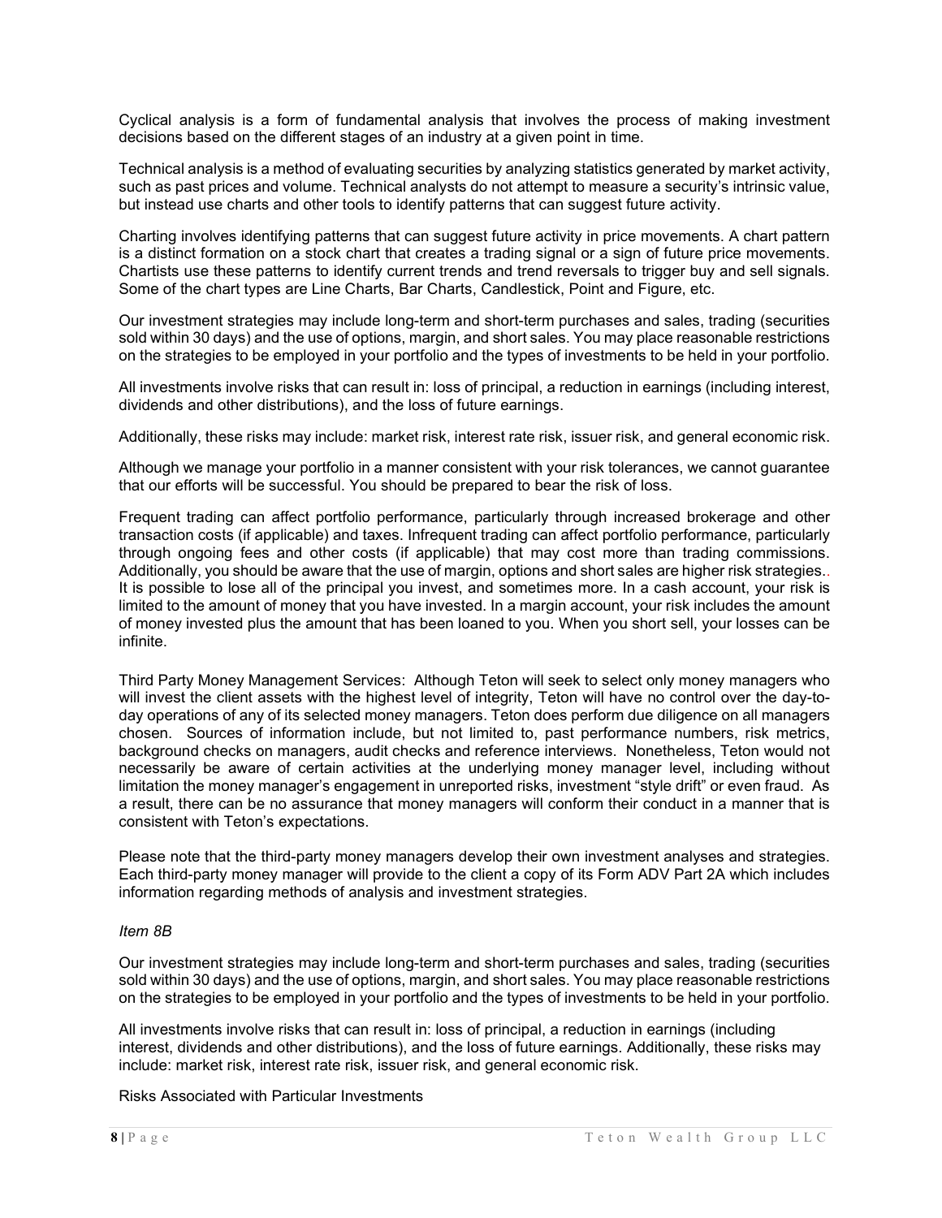Cyclical analysis is a form of fundamental analysis that involves the process of making investment decisions based on the different stages of an industry at a given point in time.

Technical analysis is a method of evaluating securities by analyzing statistics generated by market activity, such as past prices and volume. Technical analysts do not attempt to measure a security's intrinsic value, but instead use charts and other tools to identify patterns that can suggest future activity.

Charting involves identifying patterns that can suggest future activity in price movements. A chart pattern is a distinct formation on a stock chart that creates a trading signal or a sign of future price movements. Chartists use these patterns to identify current trends and trend reversals to trigger buy and sell signals. Some of the chart types are Line Charts, Bar Charts, Candlestick, Point and Figure, etc.

Our investment strategies may include long-term and short-term purchases and sales, trading (securities sold within 30 days) and the use of options, margin, and short sales. You may place reasonable restrictions on the strategies to be employed in your portfolio and the types of investments to be held in your portfolio.

All investments involve risks that can result in: loss of principal, a reduction in earnings (including interest, dividends and other distributions), and the loss of future earnings.

Additionally, these risks may include: market risk, interest rate risk, issuer risk, and general economic risk.

Although we manage your portfolio in a manner consistent with your risk tolerances, we cannot guarantee that our efforts will be successful. You should be prepared to bear the risk of loss.

Frequent trading can affect portfolio performance, particularly through increased brokerage and other transaction costs (if applicable) and taxes. Infrequent trading can affect portfolio performance, particularly through ongoing fees and other costs (if applicable) that may cost more than trading commissions. Additionally, you should be aware that the use of margin, options and short sales are higher risk strategies.. It is possible to lose all of the principal you invest, and sometimes more. In a cash account, your risk is limited to the amount of money that you have invested. In a margin account, your risk includes the amount of money invested plus the amount that has been loaned to you. When you short sell, your losses can be infinite.

Third Party Money Management Services: Although Teton will seek to select only money managers who will invest the client assets with the highest level of integrity, Teton will have no control over the day-to-day operations of any of its selected money managers. Teton does perform due diligence on all managers chosen. Sources of information include, but not limited to, past performance numbers, risk metrics, background checks on managers, audit checks and reference interviews. Nonetheless, Teton would not necessarily be aware of certain activities at the underlying money manager level, including without limitation the money manager's engagement in unreported risks, investment "style drift" or even fraud. As a result, there can be no assurance that money managers will conform their conduct in a manner that is consistent with Teton's expectations.

Please note that the third-party money managers develop their own investment analyses and strategies. Each third-party money manager will provide to the client a copy of its Form ADV Part 2A which includes information regarding methods of analysis and investment strategies.

*Item 8B*

Our investment strategies may include long-term and short-term purchases and sales, trading (securities sold within 30 days) and the use of options, margin, and short sales. You may place reasonable restrictions on the strategies to be employed in your portfolio and the types of investments to be held in your portfolio.

All investments involve risks that can result in: loss of principal, a reduction in earnings (including interest, dividends and other distributions), and the loss of future earnings. Additionally, these risks may include: market risk, interest rate risk, issuer risk, and general economic risk.

Risks Associated with Particular Investments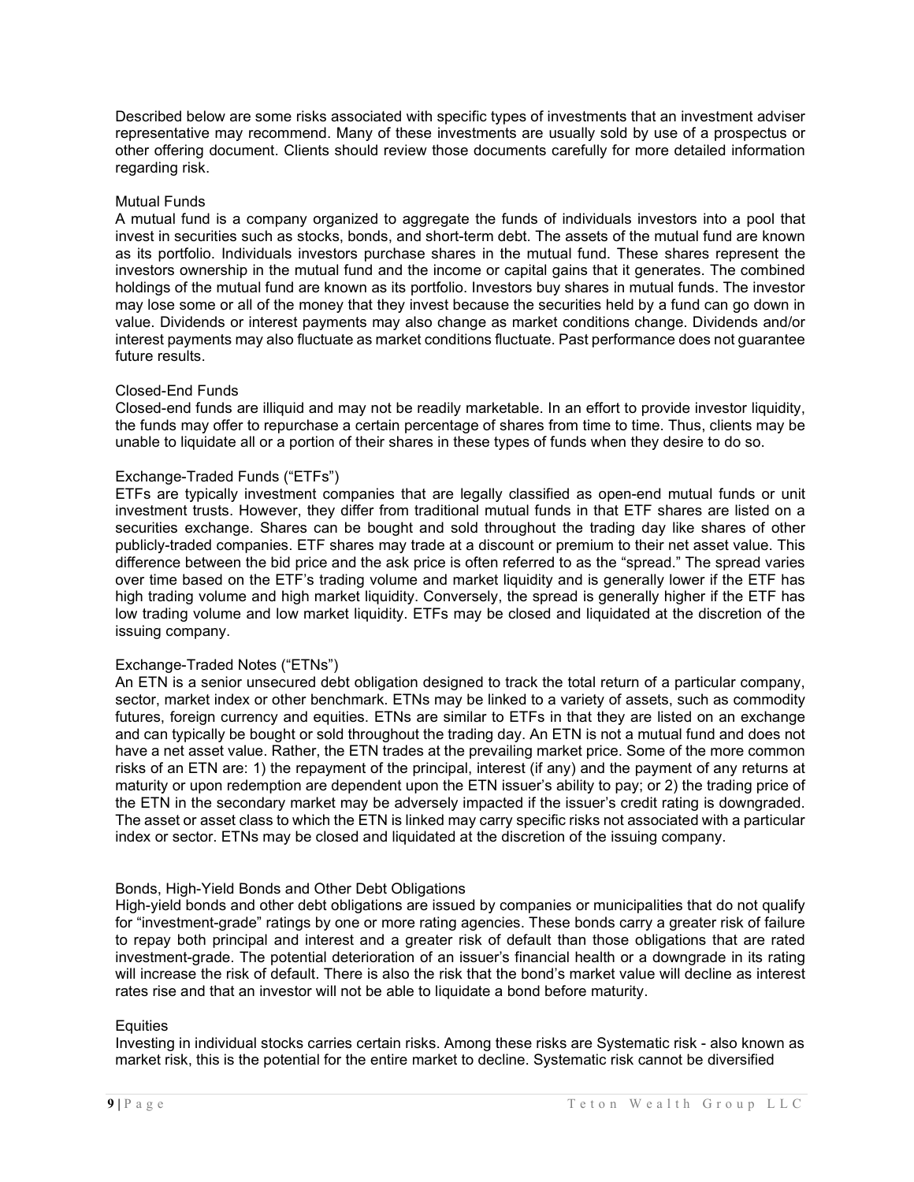Described below are some risks associated with specific types of investments that an investment adviser representative may recommend. Many of these investments are usually sold by use of a prospectus or other offering document. Clients should review those documents carefully for more detailed information regarding risk.

### Mutual Funds

A mutual fund is a company organized to aggregate the funds of individuals investors into a pool that invest in securities such as stocks, bonds, and short-term debt. The assets of the mutual fund are known as its portfolio. Individuals investors purchase shares in the mutual fund. These shares represent the investors ownership in the mutual fund and the income or capital gains that it generates. The combined holdings of the mutual fund are known as its portfolio. Investors buy shares in mutual funds. The investor may lose some or all of the money that they invest because the securities held by a fund can go down in value. Dividends or interest payments may also change as market conditions change. Dividends and/or interest payments may also fluctuate as market conditions fluctuate. Past performance does not guarantee future results.

### Closed-End Funds

Closed-end funds are illiquid and may not be readily marketable. In an effort to provide investor liquidity, the funds may offer to repurchase a certain percentage of shares from time to time. Thus, clients may be unable to liquidate all or a portion of their shares in these types of funds when they desire to do so.

### Exchange-Traded Funds ("ETFs")

ETFs are typically investment companies that are legally classified as open-end mutual funds or unit investment trusts. However, they differ from traditional mutual funds in that ETF shares are listed on a securities exchange. Shares can be bought and sold throughout the trading day like shares of other publicly-traded companies. ETF shares may trade at a discount or premium to their net asset value. This difference between the bid price and the ask price is often referred to as the "spread." The spread varies over time based on the ETF's trading volume and market liquidity and is generally lower if the ETF has high trading volume and high market liquidity. Conversely, the spread is generally higher if the ETF has low trading volume and low market liquidity. ETFs may be closed and liquidated at the discretion of the issuing company.

### Exchange-Traded Notes ("ETNs")

An ETN is a senior unsecured debt obligation designed to track the total return of a particular company, sector, market index or other benchmark. ETNs may be linked to a variety of assets, such as commodity futures, foreign currency and equities. ETNs are similar to ETFs in that they are listed on an exchange and can typically be bought or sold throughout the trading day. An ETN is not a mutual fund and does not have a net asset value. Rather, the ETN trades at the prevailing market price. Some of the more common risks of an ETN are: 1) the repayment of the principal, interest (if any) and the payment of any returns at maturity or upon redemption are dependent upon the ETN issuer's ability to pay; or 2) the trading price of the ETN in the secondary market may be adversely impacted if the issuer's credit rating is downgraded. The asset or asset class to which the ETN is linked may carry specific risks not associated with a particular index or sector. ETNs may be closed and liquidated at the discretion of the issuing company.

### Bonds, High-Yield Bonds and Other Debt Obligations

High-yield bonds and other debt obligations are issued by companies or municipalities that do not qualify for "investment-grade" ratings by one or more rating agencies. These bonds carry a greater risk of failure to repay both principal and interest and a greater risk of default than those obligations that are rated investment-grade. The potential deterioration of an issuer's financial health or a downgrade in its rating will increase the risk of default. There is also the risk that the bond's market value will decline as interest rates rise and that an investor will not be able to liquidate a bond before maturity.

### Equities

Investing in individual stocks carries certain risks. Among these risks are Systematic risk - also known as market risk, this is the potential for the entire market to decline. Systematic risk cannot be diversified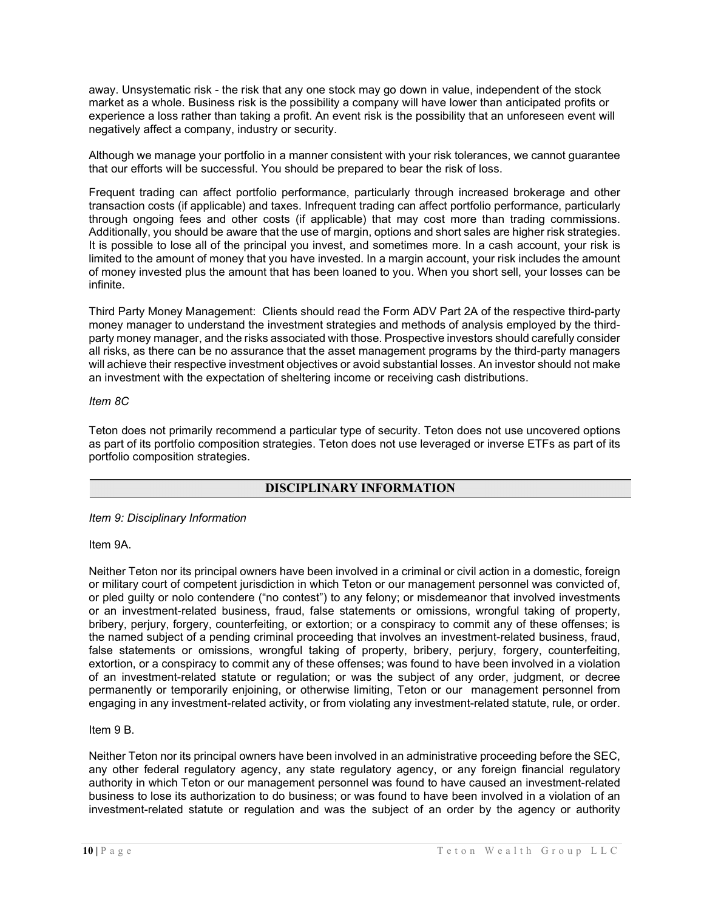away. Unsystematic risk - the risk that any one stock may go down in value, independent of the stock market as a whole. Business risk is the possibility a company will have lower than anticipated profits or experience a loss rather than taking a profit. An event risk is the possibility that an unforeseen event will negatively affect a company, industry or security.

Although we manage your portfolio in a manner consistent with your risk tolerances, we cannot guarantee that our efforts will be successful. You should be prepared to bear the risk of loss.

Frequent trading can affect portfolio performance, particularly through increased brokerage and other transaction costs (if applicable) and taxes. Infrequent trading can affect portfolio performance, particularly through ongoing fees and other costs (if applicable) that may cost more than trading commissions. Additionally, you should be aware that the use of margin, options and short sales are higher risk strategies. It is possible to lose all of the principal you invest, and sometimes more. In a cash account, your risk is limited to the amount of money that you have invested. In a margin account, your risk includes the amount of money invested plus the amount that has been loaned to you. When you short sell, your losses can be infinite.

Third Party Money Management: Clients should read the Form ADV Part 2A of the respective third-party money manager to understand the investment strategies and methods of analysis employed by the third-party money manager, and the risks associated with those. Prospective investors should carefully consider all risks, as there can be no assurance that the asset management programs by the third-party managers will achieve their respective investment objectives or avoid substantial losses. An investor should not make an investment with the expectation of sheltering income or receiving cash distributions.

*Item 8C*

Teton does not primarily recommend a particular type of security. Teton does not use uncovered options as part of its portfolio composition strategies. Teton does not use leveraged or inverse ETFs as part of its portfolio composition strategies.

## DISCIPLINARY INFORMATION

*Item 9: Disciplinary Information*

Item 9A.

Neither Teton nor its principal owners have been involved in a criminal or civil action in a domestic, foreign or military court of competent jurisdiction in which Teton or our management personnel was convicted of, or pled guilty or nolo contendere ("no contest") to any felony; or misdemeanor that involved investments or an investment-related business, fraud, false statements or omissions, wrongful taking of property, bribery, perjury, forgery, counterfeiting, or extortion; or a conspiracy to commit any of these offenses; is the named subject of a pending criminal proceeding that involves an investment-related business, fraud, false statements or omissions, wrongful taking of property, bribery, perjury, forgery, counterfeiting, extortion, or a conspiracy to commit any of these offenses; was found to have been involved in a violation of an investment-related statute or regulation; or was the subject of any order, judgment, or decree permanently or temporarily enjoining, or otherwise limiting, Teton or our management personnel from engaging in any investment-related activity, or from violating any investment-related statute, rule, or order.

Item 9 B.

Neither Teton nor its principal owners have been involved in an administrative proceeding before the SEC, any other federal regulatory agency, any state regulatory agency, or any foreign financial regulatory authority in which Teton or our management personnel was found to have caused an investment-related business to lose its authorization to do business; or was found to have been involved in a violation of an investment-related statute or regulation and was the subject of an order by the agency or authority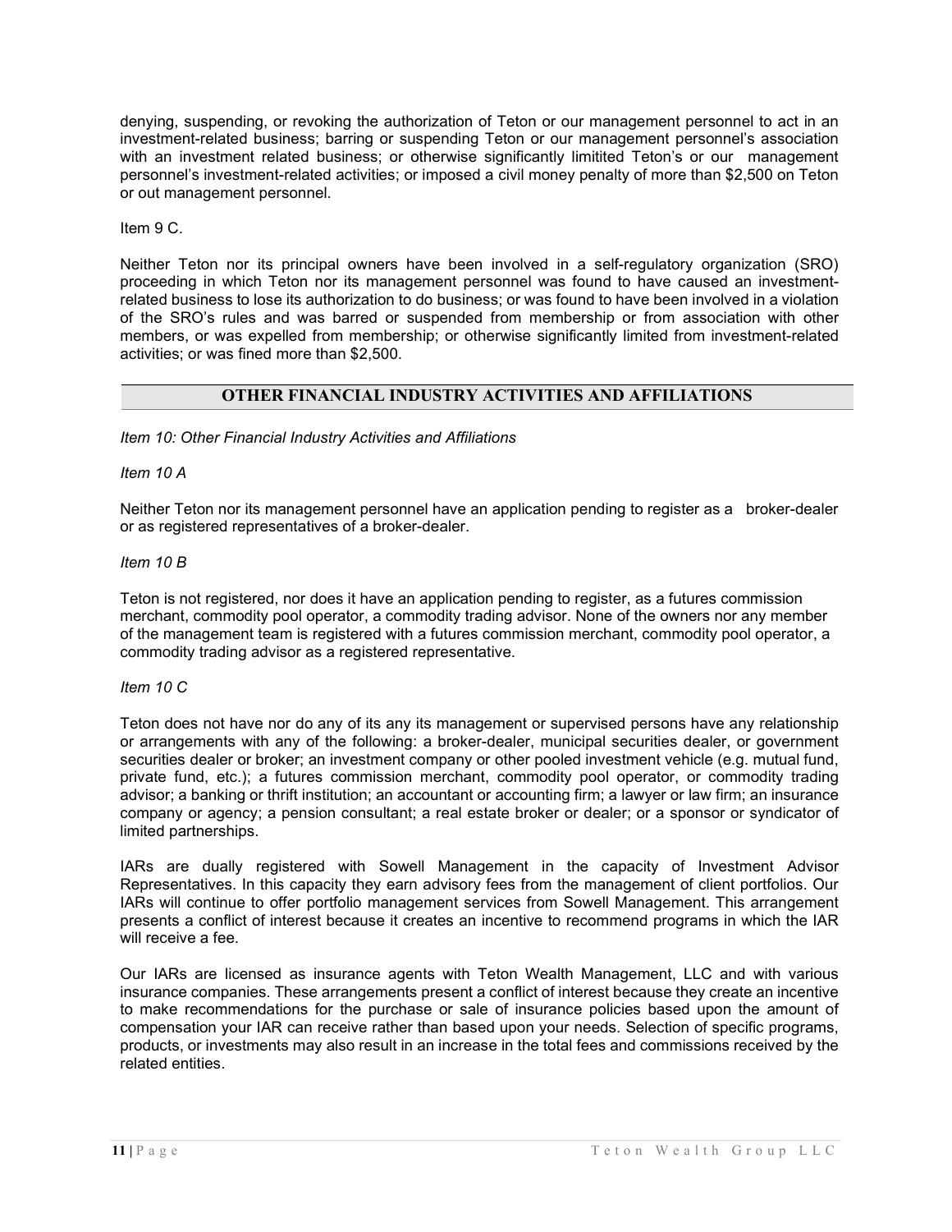denying, suspending, or revoking the authorization of Teton or our management personnel to act in an investment-related business; barring or suspending Teton or our management personnel's association with an investment related business; or otherwise significantly limitited Teton's or our management personnel's investment-related activities; or imposed a civil money penalty of more than $2,500 on Teton or out management personnel.

Item 9 C.

Neither Teton nor its principal owners have been involved in a self-regulatory organization (SRO) proceeding in which Teton nor its management personnel was found to have caused an investment-related business to lose its authorization to do business; or was found to have been involved in a violation of the SRO's rules and was barred or suspended from membership or from association with other members, or was expelled from membership; or otherwise significantly limited from investment-related activities; or was fined more than $2,500.

## OTHER FINANCIAL INDUSTRY ACTIVITIES AND AFFILIATIONS

*Item 10: Other Financial Industry Activities and Affiliations*

*Item 10 A*

Neither Teton nor its management personnel have an application pending to register as a broker-dealer or as registered representatives of a broker-dealer.

*Item 10 B*

Teton is not registered, nor does it have an application pending to register, as a futures commission merchant, commodity pool operator, a commodity trading advisor. None of the owners nor any member of the management team is registered with a futures commission merchant, commodity pool operator, a commodity trading advisor as a registered representative.

*Item 10 C*

Teton does not have nor do any of its any its management or supervised persons have any relationship or arrangements with any of the following: a broker-dealer, municipal securities dealer, or government securities dealer or broker; an investment company or other pooled investment vehicle (e.g. mutual fund, private fund, etc.); a futures commission merchant, commodity pool operator, or commodity trading advisor; a banking or thrift institution; an accountant or accounting firm; a lawyer or law firm; an insurance company or agency; a pension consultant; a real estate broker or dealer; or a sponsor or syndicator of limited partnerships.

IARs are dually registered with Sowell Management in the capacity of Investment Advisor Representatives. In this capacity they earn advisory fees from the management of client portfolios. Our IARs will continue to offer portfolio management services from Sowell Management. This arrangement presents a conflict of interest because it creates an incentive to recommend programs in which the IAR will receive a fee.

Our IARs are licensed as insurance agents with Teton Wealth Management, LLC and with various insurance companies. These arrangements present a conflict of interest because they create an incentive to make recommendations for the purchase or sale of insurance policies based upon the amount of compensation your IAR can receive rather than based upon your needs. Selection of specific programs, products, or investments may also result in an increase in the total fees and commissions received by the related entities.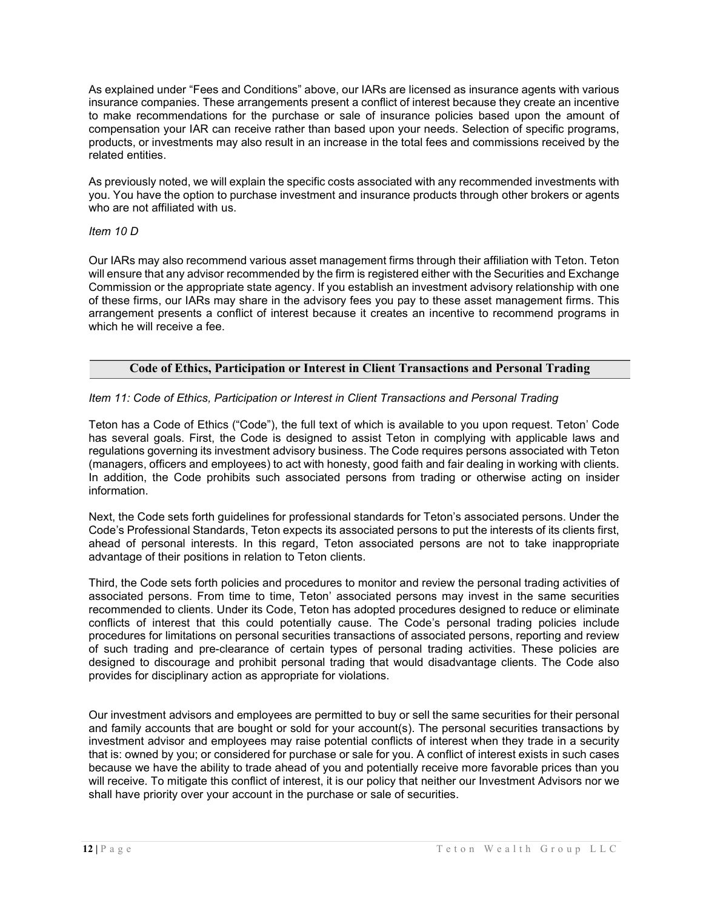As explained under "Fees and Conditions" above, our IARs are licensed as insurance agents with various insurance companies. These arrangements present a conflict of interest because they create an incentive to make recommendations for the purchase or sale of insurance policies based upon the amount of compensation your IAR can receive rather than based upon your needs. Selection of specific programs, products, or investments may also result in an increase in the total fees and commissions received by the related entities.

As previously noted, we will explain the specific costs associated with any recommended investments with you. You have the option to purchase investment and insurance products through other brokers or agents who are not affiliated with us.

*Item 10 D*

Our IARs may also recommend various asset management firms through their affiliation with Teton. Teton will ensure that any advisor recommended by the firm is registered either with the Securities and Exchange Commission or the appropriate state agency. If you establish an investment advisory relationship with one of these firms, our IARs may share in the advisory fees you pay to these asset management firms. This arrangement presents a conflict of interest because it creates an incentive to recommend programs in which he will receive a fee.

## Code of Ethics, Participation or Interest in Client Transactions and Personal Trading

*Item 11: Code of Ethics, Participation or Interest in Client Transactions and Personal Trading*

Teton has a Code of Ethics ("Code"), the full text of which is available to you upon request. Teton' Code has several goals. First, the Code is designed to assist Teton in complying with applicable laws and regulations governing its investment advisory business. The Code requires persons associated with Teton (managers, officers and employees) to act with honesty, good faith and fair dealing in working with clients. In addition, the Code prohibits such associated persons from trading or otherwise acting on insider information.

Next, the Code sets forth guidelines for professional standards for Teton's associated persons. Under the Code's Professional Standards, Teton expects its associated persons to put the interests of its clients first, ahead of personal interests. In this regard, Teton associated persons are not to take inappropriate advantage of their positions in relation to Teton clients.

Third, the Code sets forth policies and procedures to monitor and review the personal trading activities of associated persons. From time to time, Teton' associated persons may invest in the same securities recommended to clients. Under its Code, Teton has adopted procedures designed to reduce or eliminate conflicts of interest that this could potentially cause. The Code's personal trading policies include procedures for limitations on personal securities transactions of associated persons, reporting and review of such trading and pre-clearance of certain types of personal trading activities. These policies are designed to discourage and prohibit personal trading that would disadvantage clients. The Code also provides for disciplinary action as appropriate for violations.

Our investment advisors and employees are permitted to buy or sell the same securities for their personal and family accounts that are bought or sold for your account(s). The personal securities transactions by investment advisor and employees may raise potential conflicts of interest when they trade in a security that is: owned by you; or considered for purchase or sale for you. A conflict of interest exists in such cases because we have the ability to trade ahead of you and potentially receive more favorable prices than you will receive. To mitigate this conflict of interest, it is our policy that neither our Investment Advisors nor we shall have priority over your account in the purchase or sale of securities.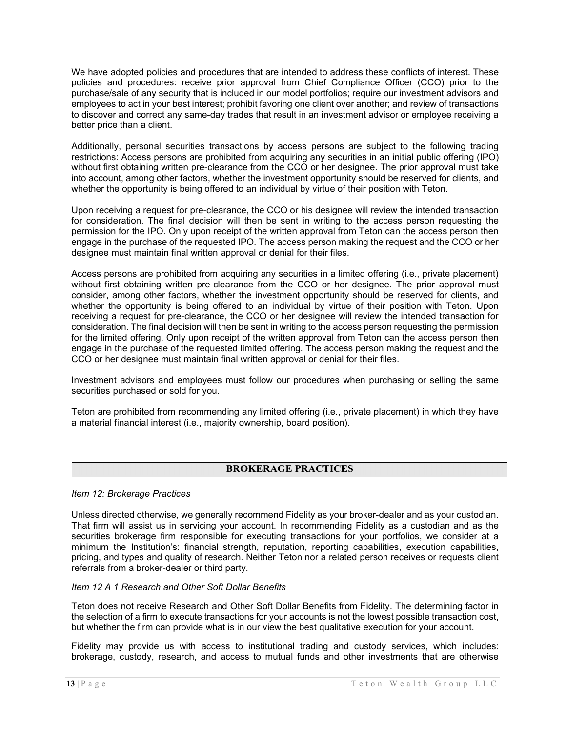We have adopted policies and procedures that are intended to address these conflicts of interest. These policies and procedures: receive prior approval from Chief Compliance Officer (CCO) prior to the purchase/sale of any security that is included in our model portfolios; require our investment advisors and employees to act in your best interest; prohibit favoring one client over another; and review of transactions to discover and correct any same-day trades that result in an investment advisor or employee receiving a better price than a client.

Additionally, personal securities transactions by access persons are subject to the following trading restrictions: Access persons are prohibited from acquiring any securities in an initial public offering (IPO) without first obtaining written pre-clearance from the CCO or her designee. The prior approval must take into account, among other factors, whether the investment opportunity should be reserved for clients, and whether the opportunity is being offered to an individual by virtue of their position with Teton.

Upon receiving a request for pre-clearance, the CCO or his designee will review the intended transaction for consideration. The final decision will then be sent in writing to the access person requesting the permission for the IPO. Only upon receipt of the written approval from Teton can the access person then engage in the purchase of the requested IPO. The access person making the request and the CCO or her designee must maintain final written approval or denial for their files.

Access persons are prohibited from acquiring any securities in a limited offering (i.e., private placement) without first obtaining written pre-clearance from the CCO or her designee. The prior approval must consider, among other factors, whether the investment opportunity should be reserved for clients, and whether the opportunity is being offered to an individual by virtue of their position with Teton. Upon receiving a request for pre-clearance, the CCO or her designee will review the intended transaction for consideration. The final decision will then be sent in writing to the access person requesting the permission for the limited offering. Only upon receipt of the written approval from Teton can the access person then engage in the purchase of the requested limited offering. The access person making the request and the CCO or her designee must maintain final written approval or denial for their files.

Investment advisors and employees must follow our procedures when purchasing or selling the same securities purchased or sold for you.

Teton are prohibited from recommending any limited offering (i.e., private placement) in which they have a material financial interest (i.e., majority ownership, board position).

## BROKERAGE PRACTICES

*Item 12: Brokerage Practices*

Unless directed otherwise, we generally recommend Fidelity as your broker-dealer and as your custodian. That firm will assist us in servicing your account. In recommending Fidelity as a custodian and as the securities brokerage firm responsible for executing transactions for your portfolios, we consider at a minimum the Institution's: financial strength, reputation, reporting capabilities, execution capabilities, pricing, and types and quality of research. Neither Teton nor a related person receives or requests client referrals from a broker-dealer or third party.

*Item 12 A 1 Research and Other Soft Dollar Benefits*

Teton does not receive Research and Other Soft Dollar Benefits from Fidelity. The determining factor in the selection of a firm to execute transactions for your accounts is not the lowest possible transaction cost, but whether the firm can provide what is in our view the best qualitative execution for your account.

Fidelity may provide us with access to institutional trading and custody services, which includes: brokerage, custody, research, and access to mutual funds and other investments that are otherwise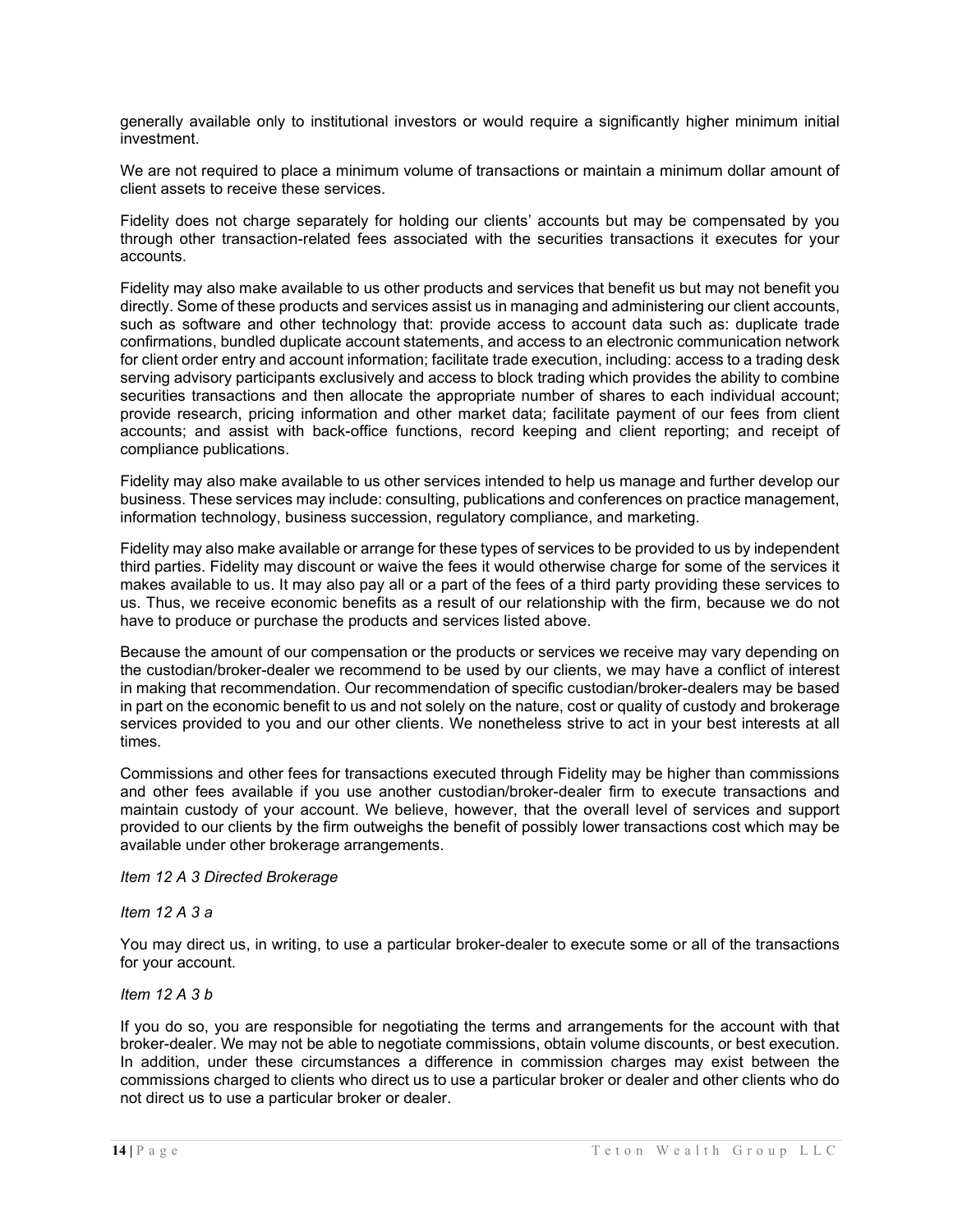generally available only to institutional investors or would require a significantly higher minimum initial investment.

We are not required to place a minimum volume of transactions or maintain a minimum dollar amount of client assets to receive these services.

Fidelity does not charge separately for holding our clients' accounts but may be compensated by you through other transaction-related fees associated with the securities transactions it executes for your accounts.

Fidelity may also make available to us other products and services that benefit us but may not benefit you directly. Some of these products and services assist us in managing and administering our client accounts, such as software and other technology that: provide access to account data such as: duplicate trade confirmations, bundled duplicate account statements, and access to an electronic communication network for client order entry and account information; facilitate trade execution, including: access to a trading desk serving advisory participants exclusively and access to block trading which provides the ability to combine securities transactions and then allocate the appropriate number of shares to each individual account; provide research, pricing information and other market data; facilitate payment of our fees from client accounts; and assist with back-office functions, record keeping and client reporting; and receipt of compliance publications.

Fidelity may also make available to us other services intended to help us manage and further develop our business. These services may include: consulting, publications and conferences on practice management, information technology, business succession, regulatory compliance, and marketing.

Fidelity may also make available or arrange for these types of services to be provided to us by independent third parties. Fidelity may discount or waive the fees it would otherwise charge for some of the services it makes available to us. It may also pay all or a part of the fees of a third party providing these services to us. Thus, we receive economic benefits as a result of our relationship with the firm, because we do not have to produce or purchase the products and services listed above.

Because the amount of our compensation or the products or services we receive may vary depending on the custodian/broker-dealer we recommend to be used by our clients, we may have a conflict of interest in making that recommendation. Our recommendation of specific custodian/broker-dealers may be based in part on the economic benefit to us and not solely on the nature, cost or quality of custody and brokerage services provided to you and our other clients. We nonetheless strive to act in your best interests at all times.

Commissions and other fees for transactions executed through Fidelity may be higher than commissions and other fees available if you use another custodian/broker-dealer firm to execute transactions and maintain custody of your account. We believe, however, that the overall level of services and support provided to our clients by the firm outweighs the benefit of possibly lower transactions cost which may be available under other brokerage arrangements.

*Item 12 A 3 Directed Brokerage*

*Item 12 A 3 a*

You may direct us, in writing, to use a particular broker-dealer to execute some or all of the transactions for your account.

*Item 12 A 3 b*

If you do so, you are responsible for negotiating the terms and arrangements for the account with that broker-dealer. We may not be able to negotiate commissions, obtain volume discounts, or best execution. In addition, under these circumstances a difference in commission charges may exist between the commissions charged to clients who direct us to use a particular broker or dealer and other clients who do not direct us to use a particular broker or dealer.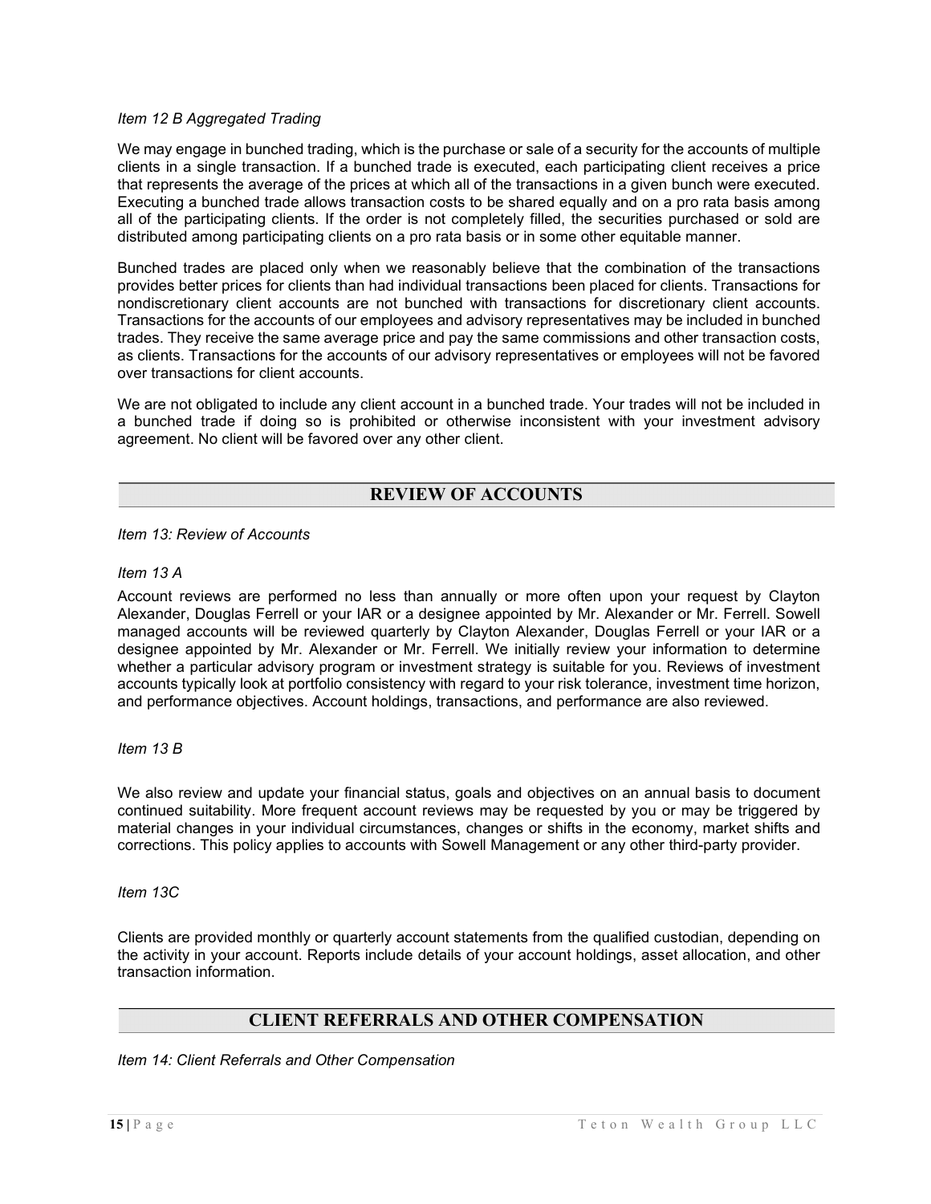*Item 12 B Aggregated Trading*

We may engage in bunched trading, which is the purchase or sale of a security for the accounts of multiple clients in a single transaction. If a bunched trade is executed, each participating client receives a price that represents the average of the prices at which all of the transactions in a given bunch were executed. Executing a bunched trade allows transaction costs to be shared equally and on a pro rata basis among all of the participating clients. If the order is not completely filled, the securities purchased or sold are distributed among participating clients on a pro rata basis or in some other equitable manner.

Bunched trades are placed only when we reasonably believe that the combination of the transactions provides better prices for clients than had individual transactions been placed for clients. Transactions for nondiscretionary client accounts are not bunched with transactions for discretionary client accounts. Transactions for the accounts of our employees and advisory representatives may be included in bunched trades. They receive the same average price and pay the same commissions and other transaction costs, as clients. Transactions for the accounts of our advisory representatives or employees will not be favored over transactions for client accounts.

We are not obligated to include any client account in a bunched trade. Your trades will not be included in a bunched trade if doing so is prohibited or otherwise inconsistent with your investment advisory agreement. No client will be favored over any other client.

## REVIEW OF ACCOUNTS

*Item 13: Review of Accounts*

*Item 13 A*

Account reviews are performed no less than annually or more often upon your request by Clayton Alexander, Douglas Ferrell or your IAR or a designee appointed by Mr. Alexander or Mr. Ferrell. Sowell managed accounts will be reviewed quarterly by Clayton Alexander, Douglas Ferrell or your IAR or a designee appointed by Mr. Alexander or Mr. Ferrell. We initially review your information to determine whether a particular advisory program or investment strategy is suitable for you. Reviews of investment accounts typically look at portfolio consistency with regard to your risk tolerance, investment time horizon, and performance objectives. Account holdings, transactions, and performance are also reviewed.

*Item 13 B*

We also review and update your financial status, goals and objectives on an annual basis to document continued suitability. More frequent account reviews may be requested by you or may be triggered by material changes in your individual circumstances, changes or shifts in the economy, market shifts and corrections. This policy applies to accounts with Sowell Management or any other third-party provider.

*Item 13C*

Clients are provided monthly or quarterly account statements from the qualified custodian, depending on the activity in your account. Reports include details of your account holdings, asset allocation, and other transaction information.

## CLIENT REFERRALS AND OTHER COMPENSATION

*Item 14: Client Referrals and Other Compensation*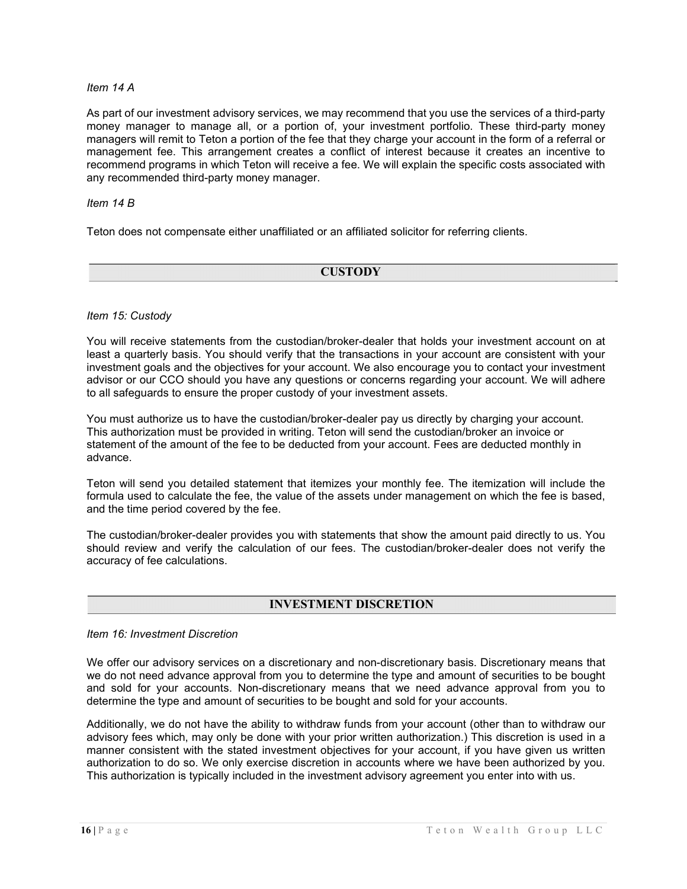*Item 14 A*

As part of our investment advisory services, we may recommend that you use the services of a third-party money manager to manage all, or a portion of, your investment portfolio. These third-party money managers will remit to Teton a portion of the fee that they charge your account in the form of a referral or management fee. This arrangement creates a conflict of interest because it creates an incentive to recommend programs in which Teton will receive a fee. We will explain the specific costs associated with any recommended third-party money manager.

*Item 14 B*

Teton does not compensate either unaffiliated or an affiliated solicitor for referring clients.

## CUSTODY

*Item 15: Custody*

You will receive statements from the custodian/broker-dealer that holds your investment account on at least a quarterly basis. You should verify that the transactions in your account are consistent with your investment goals and the objectives for your account. We also encourage you to contact your investment advisor or our CCO should you have any questions or concerns regarding your account. We will adhere to all safeguards to ensure the proper custody of your investment assets.

You must authorize us to have the custodian/broker-dealer pay us directly by charging your account. This authorization must be provided in writing. Teton will send the custodian/broker an invoice or statement of the amount of the fee to be deducted from your account. Fees are deducted monthly in advance.

Teton will send you detailed statement that itemizes your monthly fee. The itemization will include the formula used to calculate the fee, the value of the assets under management on which the fee is based, and the time period covered by the fee.

The custodian/broker-dealer provides you with statements that show the amount paid directly to us. You should review and verify the calculation of our fees. The custodian/broker-dealer does not verify the accuracy of fee calculations.

## INVESTMENT DISCRETION

*Item 16: Investment Discretion*

We offer our advisory services on a discretionary and non-discretionary basis. Discretionary means that we do not need advance approval from you to determine the type and amount of securities to be bought and sold for your accounts. Non-discretionary means that we need advance approval from you to determine the type and amount of securities to be bought and sold for your accounts.

Additionally, we do not have the ability to withdraw funds from your account (other than to withdraw our advisory fees which, may only be done with your prior written authorization.) This discretion is used in a manner consistent with the stated investment objectives for your account, if you have given us written authorization to do so. We only exercise discretion in accounts where we have been authorized by you. This authorization is typically included in the investment advisory agreement you enter into with us.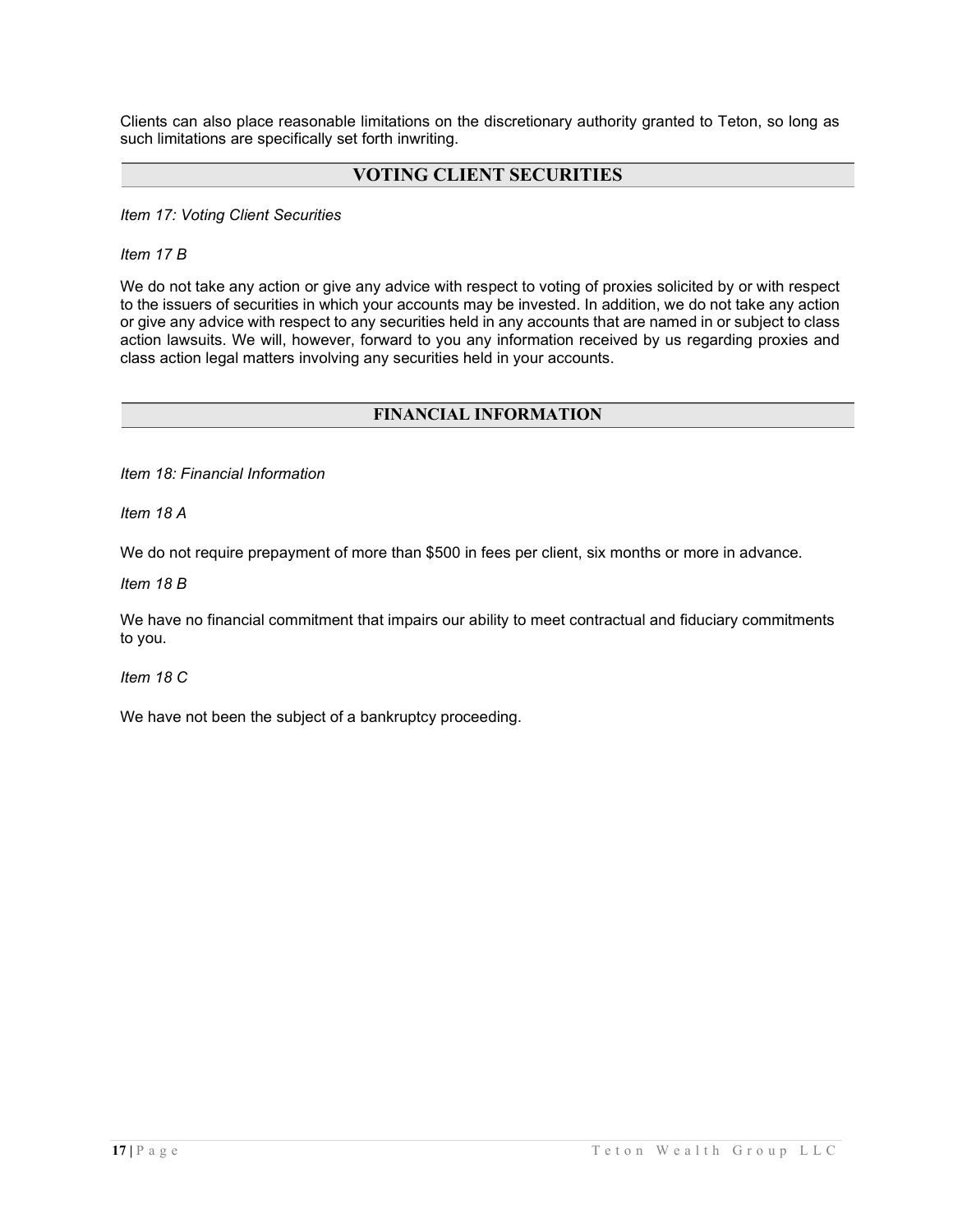Clients can also place reasonable limitations on the discretionary authority granted to Teton, so long as such limitations are specifically set forth inwriting.

## VOTING CLIENT SECURITIES

*Item 17: Voting Client Securities*

*Item 17 B*

We do not take any action or give any advice with respect to voting of proxies solicited by or with respect to the issuers of securities in which your accounts may be invested. In addition, we do not take any action or give any advice with respect to any securities held in any accounts that are named in or subject to class action lawsuits. We will, however, forward to you any information received by us regarding proxies and class action legal matters involving any securities held in your accounts.

## FINANCIAL INFORMATION

*Item 18: Financial Information*

*Item 18 A*

We do not require prepayment of more than $500 in fees per client, six months or more in advance.

*Item 18 B*

We have no financial commitment that impairs our ability to meet contractual and fiduciary commitments to you.

*Item 18 C*

We have not been the subject of a bankruptcy proceeding.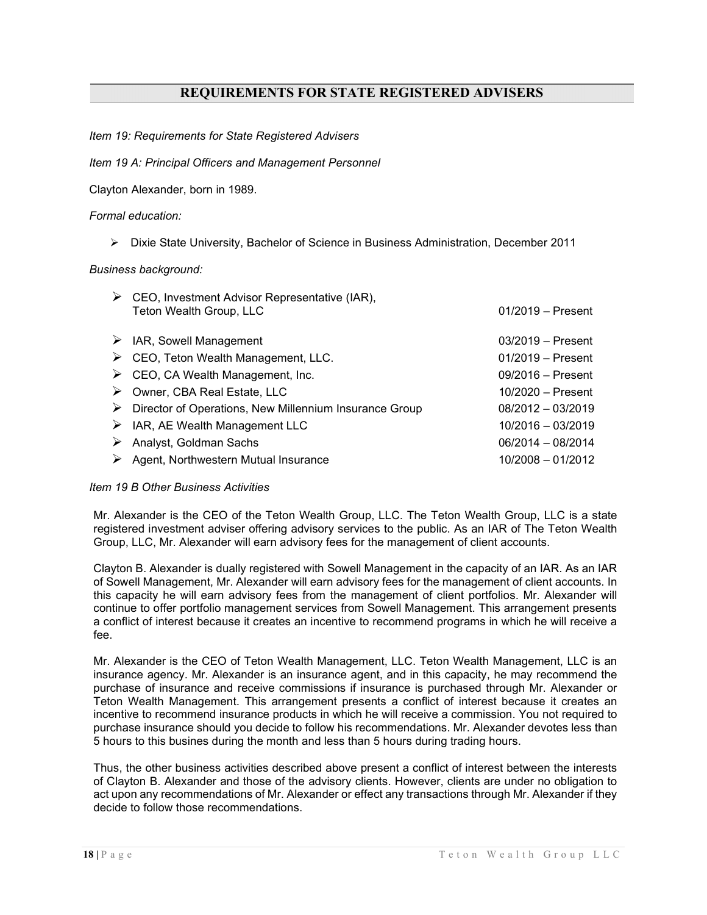## REQUIREMENTS FOR STATE REGISTERED ADVISERS

*Item 19: Requirements for State Registered Advisers*

*Item 19 A: Principal Officers and Management Personnel*

Clayton Alexander, born in 1989.

*Formal education:*

- Dixie State University, Bachelor of Science in Business Administration, December 2011

*Business background:*

| | |
|---|---|
| CEO, Investment Advisor Representative (IAR), Teton Wealth Group, LLC | 01/2019 – Present |
| IAR, Sowell Management | 03/2019 – Present |
| CEO, Teton Wealth Management, LLC. | 01/2019 – Present |
| CEO, CA Wealth Management, Inc. | 09/2016 – Present |
| Owner, CBA Real Estate, LLC | 10/2020 – Present |
| Director of Operations, New Millennium Insurance Group | 08/2012 – 03/2019 |
| IAR, AE Wealth Management LLC | 10/2016 – 03/2019 |
| Analyst, Goldman Sachs | 06/2014 – 08/2014 |
| Agent, Northwestern Mutual Insurance | 10/2008 – 01/2012 |

*Item 19 B Other Business Activities*

Mr. Alexander is the CEO of the Teton Wealth Group, LLC. The Teton Wealth Group, LLC is a state registered investment adviser offering advisory services to the public. As an IAR of The Teton Wealth Group, LLC, Mr. Alexander will earn advisory fees for the management of client accounts.

Clayton B. Alexander is dually registered with Sowell Management in the capacity of an IAR. As an IAR of Sowell Management, Mr. Alexander will earn advisory fees for the management of client accounts. In this capacity he will earn advisory fees from the management of client portfolios. Mr. Alexander will continue to offer portfolio management services from Sowell Management. This arrangement presents a conflict of interest because it creates an incentive to recommend programs in which he will receive a fee.

Mr. Alexander is the CEO of Teton Wealth Management, LLC. Teton Wealth Management, LLC is an insurance agency. Mr. Alexander is an insurance agent, and in this capacity, he may recommend the purchase of insurance and receive commissions if insurance is purchased through Mr. Alexander or Teton Wealth Management. This arrangement presents a conflict of interest because it creates an incentive to recommend insurance products in which he will receive a commission. You not required to purchase insurance should you decide to follow his recommendations. Mr. Alexander devotes less than 5 hours to this busines during the month and less than 5 hours during trading hours.

Thus, the other business activities described above present a conflict of interest between the interests of Clayton B. Alexander and those of the advisory clients. However, clients are under no obligation to act upon any recommendations of Mr. Alexander or effect any transactions through Mr. Alexander if they decide to follow those recommendations.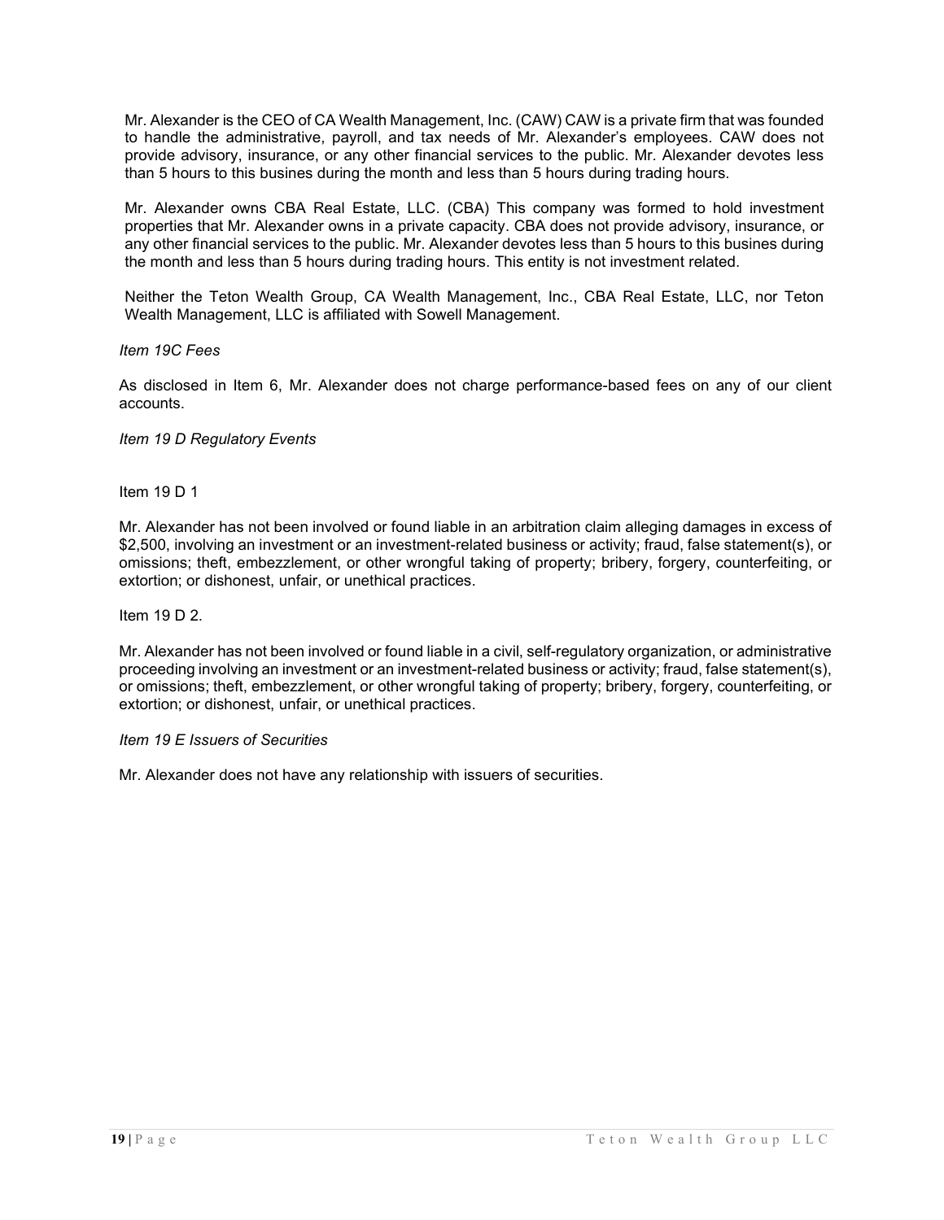Mr. Alexander is the CEO of CA Wealth Management, Inc. (CAW) CAW is a private firm that was founded to handle the administrative, payroll, and tax needs of Mr. Alexander's employees. CAW does not provide advisory, insurance, or any other financial services to the public. Mr. Alexander devotes less than 5 hours to this busines during the month and less than 5 hours during trading hours.

Mr. Alexander owns CBA Real Estate, LLC. (CBA) This company was formed to hold investment properties that Mr. Alexander owns in a private capacity. CBA does not provide advisory, insurance, or any other financial services to the public. Mr. Alexander devotes less than 5 hours to this busines during the month and less than 5 hours during trading hours. This entity is not investment related.

Neither the Teton Wealth Group, CA Wealth Management, Inc., CBA Real Estate, LLC, nor Teton Wealth Management, LLC is affiliated with Sowell Management.

*Item 19C Fees*

As disclosed in Item 6, Mr. Alexander does not charge performance-based fees on any of our client accounts.

*Item 19 D Regulatory Events*

Item 19 D 1

Mr. Alexander has not been involved or found liable in an arbitration claim alleging damages in excess of $2,500, involving an investment or an investment-related business or activity; fraud, false statement(s), or omissions; theft, embezzlement, or other wrongful taking of property; bribery, forgery, counterfeiting, or extortion; or dishonest, unfair, or unethical practices.

Item 19 D 2.

Mr. Alexander has not been involved or found liable in a civil, self-regulatory organization, or administrative proceeding involving an investment or an investment-related business or activity; fraud, false statement(s), or omissions; theft, embezzlement, or other wrongful taking of property; bribery, forgery, counterfeiting, or extortion; or dishonest, unfair, or unethical practices.

*Item 19 E Issuers of Securities*

Mr. Alexander does not have any relationship with issuers of securities.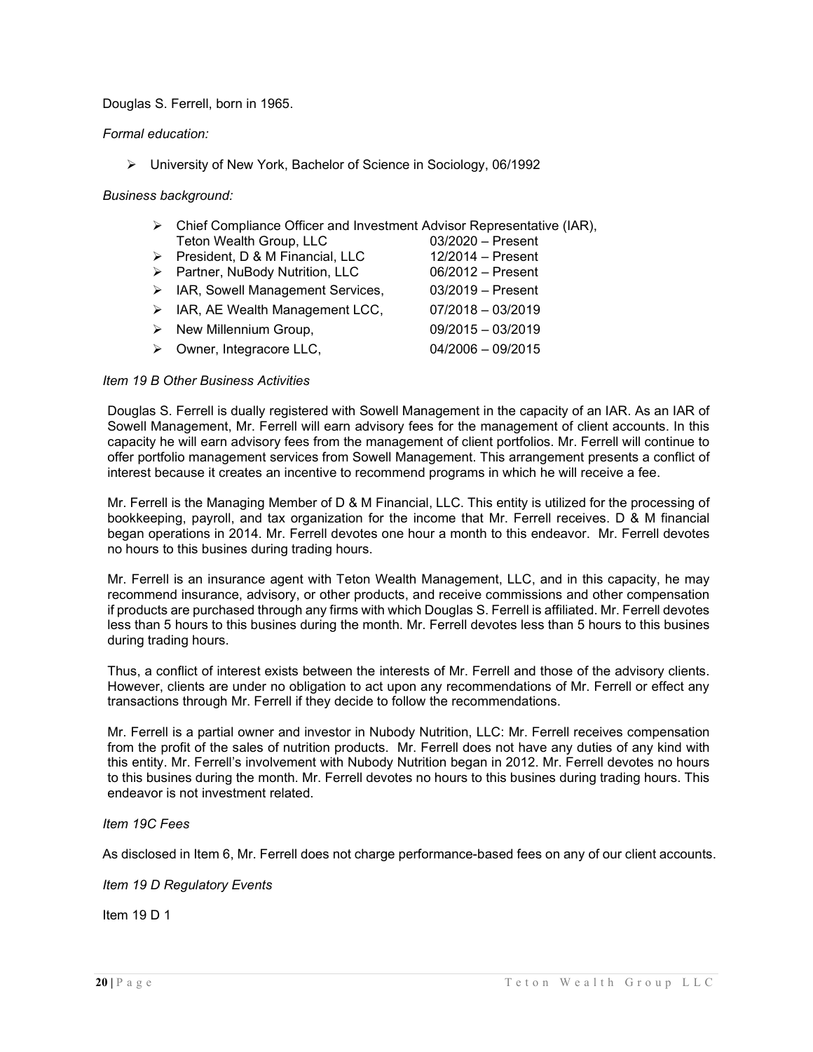Douglas S. Ferrell, born in 1965.

*Formal education:*

- University of New York, Bachelor of Science in Sociology, 06/1992

*Business background:*

- Chief Compliance Officer and Investment Advisor Representative (IAR), Teton Wealth Group, LLC 03/2020 – Present
- President, D & M Financial, LLC 12/2014 – Present
- Partner, NuBody Nutrition, LLC 06/2012 – Present
- IAR, Sowell Management Services, 03/2019 – Present
- IAR, AE Wealth Management LCC, 07/2018 – 03/2019
- New Millennium Group, 09/2015 – 03/2019
- Owner, Integracore LLC, 04/2006 – 09/2015

*Item 19 B Other Business Activities*

Douglas S. Ferrell is dually registered with Sowell Management in the capacity of an IAR. As an IAR of Sowell Management, Mr. Ferrell will earn advisory fees for the management of client accounts. In this capacity he will earn advisory fees from the management of client portfolios. Mr. Ferrell will continue to offer portfolio management services from Sowell Management. This arrangement presents a conflict of interest because it creates an incentive to recommend programs in which he will receive a fee.

Mr. Ferrell is the Managing Member of D & M Financial, LLC. This entity is utilized for the processing of bookkeeping, payroll, and tax organization for the income that Mr. Ferrell receives. D & M financial began operations in 2014. Mr. Ferrell devotes one hour a month to this endeavor. Mr. Ferrell devotes no hours to this busines during trading hours.

Mr. Ferrell is an insurance agent with Teton Wealth Management, LLC, and in this capacity, he may recommend insurance, advisory, or other products, and receive commissions and other compensation if products are purchased through any firms with which Douglas S. Ferrell is affiliated. Mr. Ferrell devotes less than 5 hours to this busines during the month. Mr. Ferrell devotes less than 5 hours to this busines during trading hours.

Thus, a conflict of interest exists between the interests of Mr. Ferrell and those of the advisory clients. However, clients are under no obligation to act upon any recommendations of Mr. Ferrell or effect any transactions through Mr. Ferrell if they decide to follow the recommendations.

Mr. Ferrell is a partial owner and investor in Nubody Nutrition, LLC: Mr. Ferrell receives compensation from the profit of the sales of nutrition products. Mr. Ferrell does not have any duties of any kind with this entity. Mr. Ferrell's involvement with Nubody Nutrition began in 2012. Mr. Ferrell devotes no hours to this busines during the month. Mr. Ferrell devotes no hours to this busines during trading hours. This endeavor is not investment related.

*Item 19C Fees*

As disclosed in Item 6, Mr. Ferrell does not charge performance-based fees on any of our client accounts.

*Item 19 D Regulatory Events*

Item 19 D 1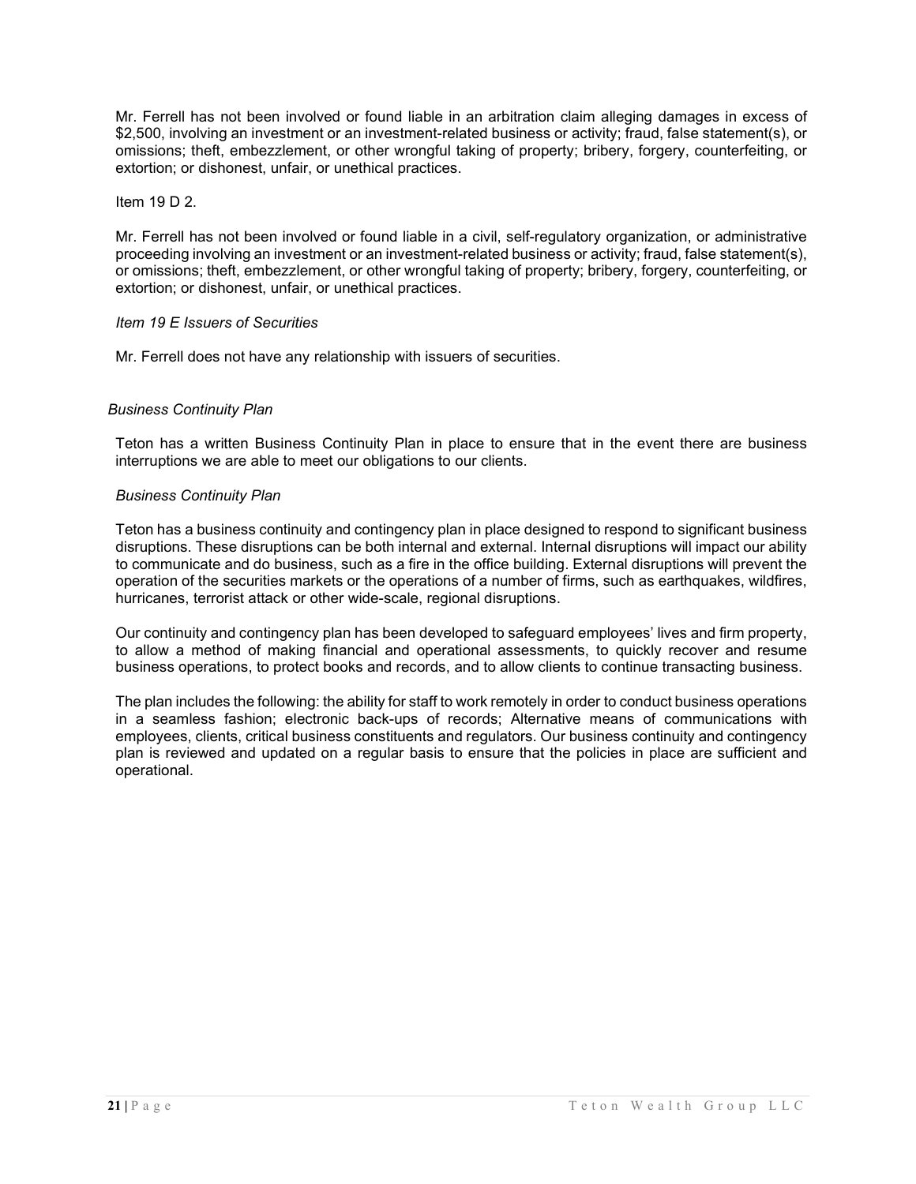Mr. Ferrell has not been involved or found liable in an arbitration claim alleging damages in excess of $2,500, involving an investment or an investment-related business or activity; fraud, false statement(s), or omissions; theft, embezzlement, or other wrongful taking of property; bribery, forgery, counterfeiting, or extortion; or dishonest, unfair, or unethical practices.

Item 19 D 2.

Mr. Ferrell has not been involved or found liable in a civil, self-regulatory organization, or administrative proceeding involving an investment or an investment-related business or activity; fraud, false statement(s), or omissions; theft, embezzlement, or other wrongful taking of property; bribery, forgery, counterfeiting, or extortion; or dishonest, unfair, or unethical practices.

*Item 19 E Issuers of Securities*

Mr. Ferrell does not have any relationship with issuers of securities.

*Business Continuity Plan*

Teton has a written Business Continuity Plan in place to ensure that in the event there are business interruptions we are able to meet our obligations to our clients.

*Business Continuity Plan*

Teton has a business continuity and contingency plan in place designed to respond to significant business disruptions. These disruptions can be both internal and external. Internal disruptions will impact our ability to communicate and do business, such as a fire in the office building. External disruptions will prevent the operation of the securities markets or the operations of a number of firms, such as earthquakes, wildfires, hurricanes, terrorist attack or other wide-scale, regional disruptions.

Our continuity and contingency plan has been developed to safeguard employees' lives and firm property, to allow a method of making financial and operational assessments, to quickly recover and resume business operations, to protect books and records, and to allow clients to continue transacting business.

The plan includes the following: the ability for staff to work remotely in order to conduct business operations in a seamless fashion; electronic back-ups of records; Alternative means of communications with employees, clients, critical business constituents and regulators. Our business continuity and contingency plan is reviewed and updated on a regular basis to ensure that the policies in place are sufficient and operational.